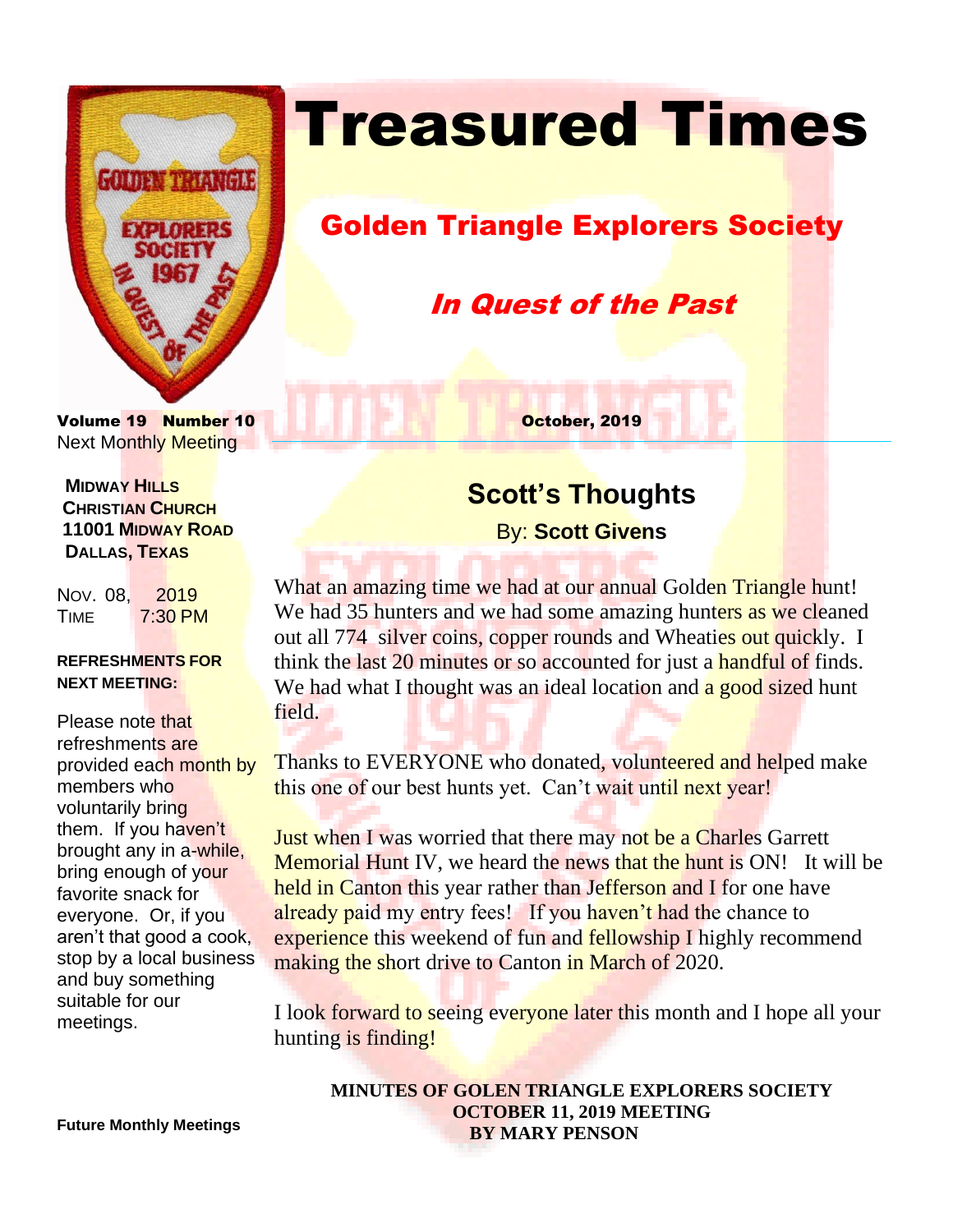# Treasured Times

## Golden Triangle Explorers Society

### *In Quest of the Past*

**Volume 19 Number 10**

**October, 2019**

Next Monthly Meeting

**MIDWAY HILLS CHRISTIAN CHURCH**
**11001 MIDWAY ROAD**
**DALLAS, TEXAS**

NOV. 08, 2019
TIME 7:30 PM

**REFRESHMENTS FOR NEXT MEETING:**

Please note that refreshments are provided each month by members who voluntarily bring them. If you haven't brought any in a-while, bring enough of your favorite snack for everyone. Or, if you aren't that good a cook, stop by a local business and buy something suitable for our meetings.

**Future Monthly Meetings**

## Scott's Thoughts

By: **Scott Givens**

What an amazing time we had at our annual Golden Triangle hunt! We had 35 hunters and we had some amazing hunters as we cleaned out all 774 silver coins, copper rounds and Wheaties out quickly. I think the last 20 minutes or so accounted for just a handful of finds. We had what I thought was an ideal location and a good sized hunt field.

Thanks to EVERYONE who donated, volunteered and helped make this one of our best hunts yet. Can't wait until next year!

Just when I was worried that there may not be a Charles Garrett Memorial Hunt IV, we heard the news that the hunt is ON! It will be held in Canton this year rather than Jefferson and I for one have already paid my entry fees! If you haven't had the chance to experience this weekend of fun and fellowship I highly recommend making the short drive to Canton in March of 2020.

I look forward to seeing everyone later this month and I hope all your hunting is finding!

**MINUTES OF GOLEN TRIANGLE EXPLORERS SOCIETY**
**OCTOBER 11, 2019 MEETING**
**BY MARY PENSON**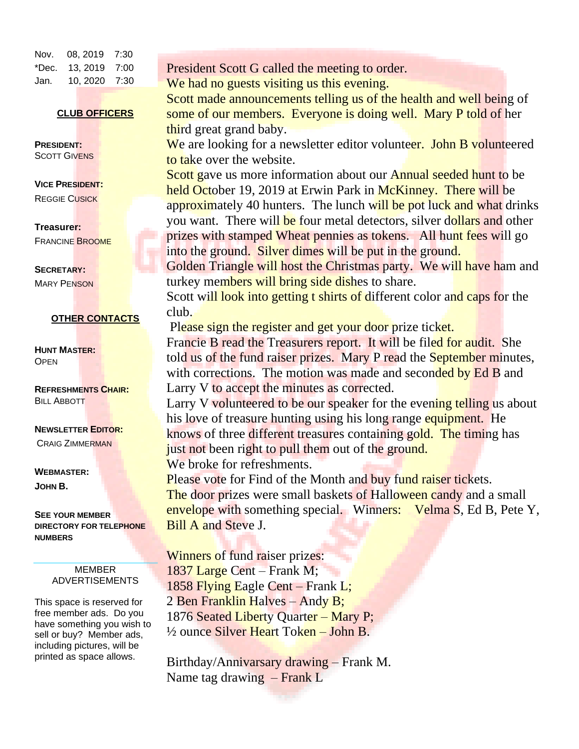| | | |
|---|---|---|
| Nov. | 08, 2019 | 7:30 |
| *Dec. | 13, 2019 | 7:00 |
| Jan. | 10, 2020 | 7:30 |

**CLUB OFFICERS**

**PRESIDENT:**
SCOTT GIVENS

**VICE PRESIDENT:**
REGGIE CUSICK

**Treasurer:**
FRANCINE BROOME

**SECRETARY:**
MARY PENSON

**OTHER CONTACTS**

**HUNT MASTER:**
OPEN

**REFRESHMENTS CHAIR:**
BILL ABBOTT

**NEWSLETTER EDITOR:**
CRAIG ZIMMERMAN

**WEBMASTER:**
**JOHN B.**

**SEE YOUR MEMBER DIRECTORY FOR TELEPHONE NUMBERS**

MEMBER ADVERTISEMENTS

This space is reserved for free member ads. Do you have something you wish to sell or buy? Member ads, including pictures, will be printed as space allows.

President Scott G called the meeting to order.
We had no guests visiting us this evening.
Scott made announcements telling us of the health and well being of some of our members. Everyone is doing well. Mary P told of her third great grand baby.
We are looking for a newsletter editor volunteer. John B volunteered to take over the website.
Scott gave us more information about our Annual seeded hunt to be held October 19, 2019 at Erwin Park in McKinney. There will be approximately 40 hunters. The lunch will be pot luck and what drinks you want. There will be four metal detectors, silver dollars and other prizes with stamped Wheat pennies as tokens. All hunt fees will go into the ground. Silver dimes will be put in the ground.
Golden Triangle will host the Christmas party. We will have ham and turkey members will bring side dishes to share.
Scott will look into getting t shirts of different color and caps for the club.
Please sign the register and get your door prize ticket.
Francie B read the Treasurers report. It will be filed for audit. She told us of the fund raiser prizes. Mary P read the September minutes, with corrections. The motion was made and seconded by Ed B and Larry V to accept the minutes as corrected.
Larry V volunteered to be our speaker for the evening telling us about his love of treasure hunting using his long range equipment. He knows of three different treasures containing gold. The timing has just not been right to pull them out of the ground.
We broke for refreshments.
Please vote for Find of the Month and buy fund raiser tickets.
The door prizes were small baskets of Halloween candy and a small envelope with something special. Winners: Velma S, Ed B, Pete Y, Bill A and Steve J.

Winners of fund raiser prizes:
1837 Large Cent – Frank M;
1858 Flying Eagle Cent – Frank L;
2 Ben Franklin Halves – Andy B;
1876 Seated Liberty Quarter – Mary P;
½ ounce Silver Heart Token – John B.

Birthday/Annivarsary drawing – Frank M.
Name tag drawing – Frank L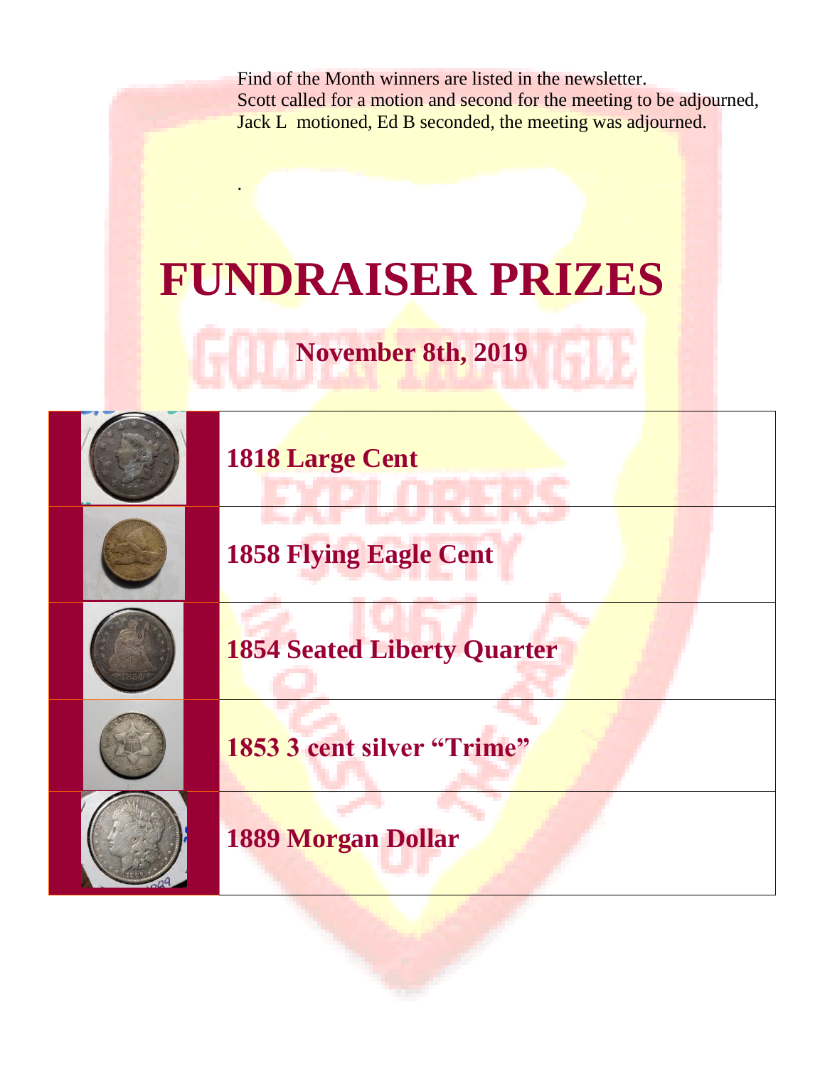Find of the Month winners are listed in the newsletter.
Scott called for a motion and second for the meeting to be adjourned, Jack L motioned, Ed B seconded, the meeting was adjourned.

.

# FUNDRAISER PRIZES

## November 8th, 2019

| | |
|---|---|
| | **1818 Large Cent** |
| | **1858 Flying Eagle Cent** |
| | **1854 Seated Liberty Quarter** |
| | **1853 3 cent silver "Trime"** |
| | **1889 Morgan Dollar** |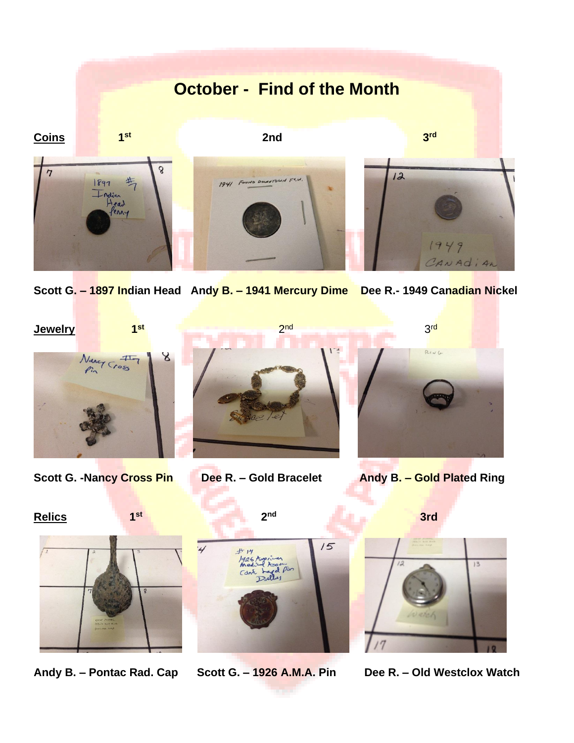# October - Find of the Month

## Coins

| | 1st | 2nd | 3rd |
|---|---|---|---|
| | Scott G. – 1897 Indian Head | Andy B. – 1941 Mercury Dime | Dee R.- 1949 Canadian Nickel |

## Jewelry

| | 1st | 2nd | 3rd |
|---|---|---|---|
| | Scott G. -Nancy Cross Pin | Dee R. – Gold Bracelet | Andy B. – Gold Plated Ring |

## Relics

| | 1st | 2nd | 3rd |
|---|---|---|---|
| | Andy B. – Pontac Rad. Cap | Scott G. – 1926 A.M.A. Pin | Dee R. – Old Westclox Watch |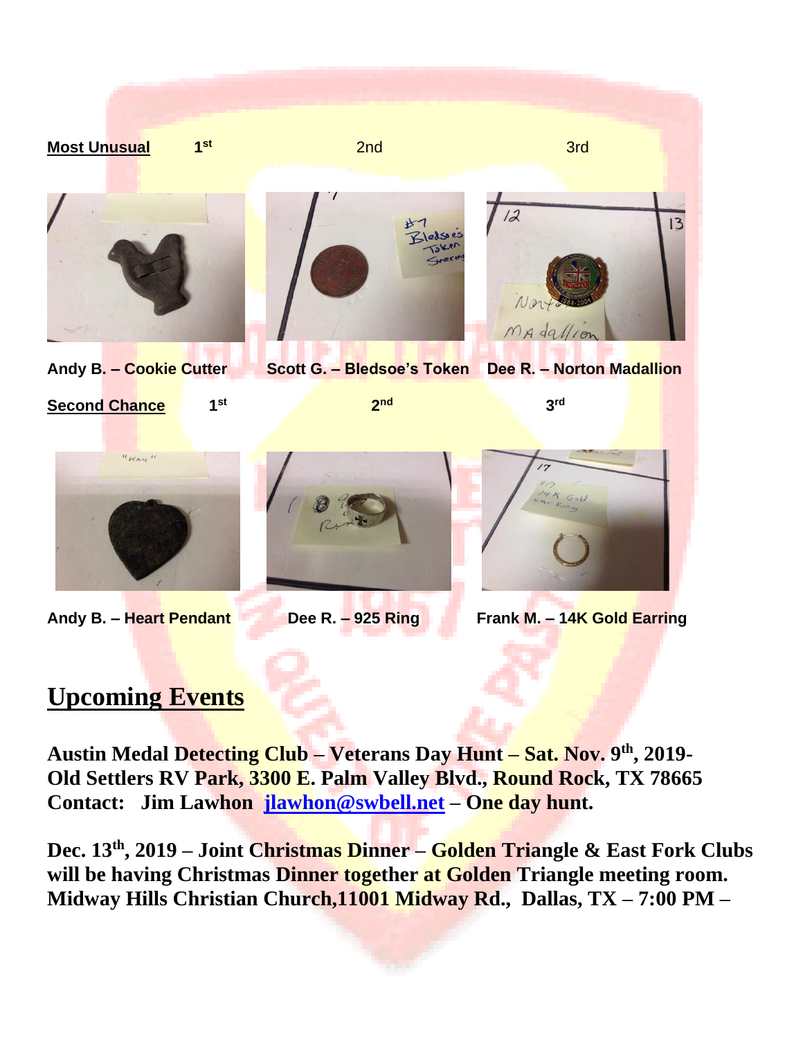**<u>Most Unusual</u>** **1st** 2nd 3rd

**Andy B. – Cookie Cutter** **Scott G. – Bledsoe's Token** **Dee R. – Norton Madallion**

**<u>Second Chance</u>** **1st** **2nd** **3rd**

**Andy B. – Heart Pendant** **Dee R. – 925 Ring** **Frank M. – 14K Gold Earring**

# <u>Upcoming Events</u>

**Austin Medal Detecting Club – Veterans Day Hunt – Sat. Nov. 9th, 2019- Old Settlers RV Park, 3300 E. Palm Valley Blvd., Round Rock, TX 78665 Contact: Jim Lawhon jlawhon@swbell.net – One day hunt.**

**Dec. 13th, 2019 – Joint Christmas Dinner – Golden Triangle & East Fork Clubs will be having Christmas Dinner together at Golden Triangle meeting room. Midway Hills Christian Church,11001 Midway Rd., Dallas, TX – 7:00 PM –**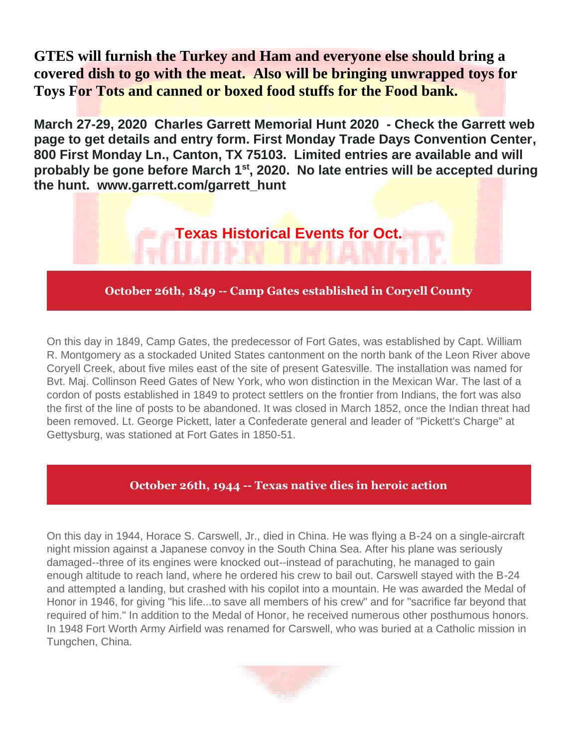**GTES will furnish the Turkey and Ham and everyone else should bring a covered dish to go with the meat. Also will be bringing unwrapped toys for Toys For Tots and canned or boxed food stuffs for the Food bank.**

**March 27-29, 2020 Charles Garrett Memorial Hunt 2020 - Check the Garrett web page to get details and entry form. First Monday Trade Days Convention Center, 800 First Monday Ln., Canton, TX 75103. Limited entries are available and will probably be gone before March 1st, 2020. No late entries will be accepted during the hunt. www.garrett.com/garrett_hunt**

## Texas Historical Events for Oct.

### October 26th, 1849 -- Camp Gates established in Coryell County

On this day in 1849, Camp Gates, the predecessor of Fort Gates, was established by Capt. William R. Montgomery as a stockaded United States cantonment on the north bank of the Leon River above Coryell Creek, about five miles east of the site of present Gatesville. The installation was named for Bvt. Maj. Collinson Reed Gates of New York, who won distinction in the Mexican War. The last of a cordon of posts established in 1849 to protect settlers on the frontier from Indians, the fort was also the first of the line of posts to be abandoned. It was closed in March 1852, once the Indian threat had been removed. Lt. George Pickett, later a Confederate general and leader of "Pickett's Charge" at Gettysburg, was stationed at Fort Gates in 1850-51.

### October 26th, 1944 -- Texas native dies in heroic action

On this day in 1944, Horace S. Carswell, Jr., died in China. He was flying a B-24 on a single-aircraft night mission against a Japanese convoy in the South China Sea. After his plane was seriously damaged--three of its engines were knocked out--instead of parachuting, he managed to gain enough altitude to reach land, where he ordered his crew to bail out. Carswell stayed with the B-24 and attempted a landing, but crashed with his copilot into a mountain. He was awarded the Medal of Honor in 1946, for giving "his life...to save all members of his crew" and for "sacrifice far beyond that required of him." In addition to the Medal of Honor, he received numerous other posthumous honors. In 1948 Fort Worth Army Airfield was renamed for Carswell, who was buried at a Catholic mission in Tungchen, China.